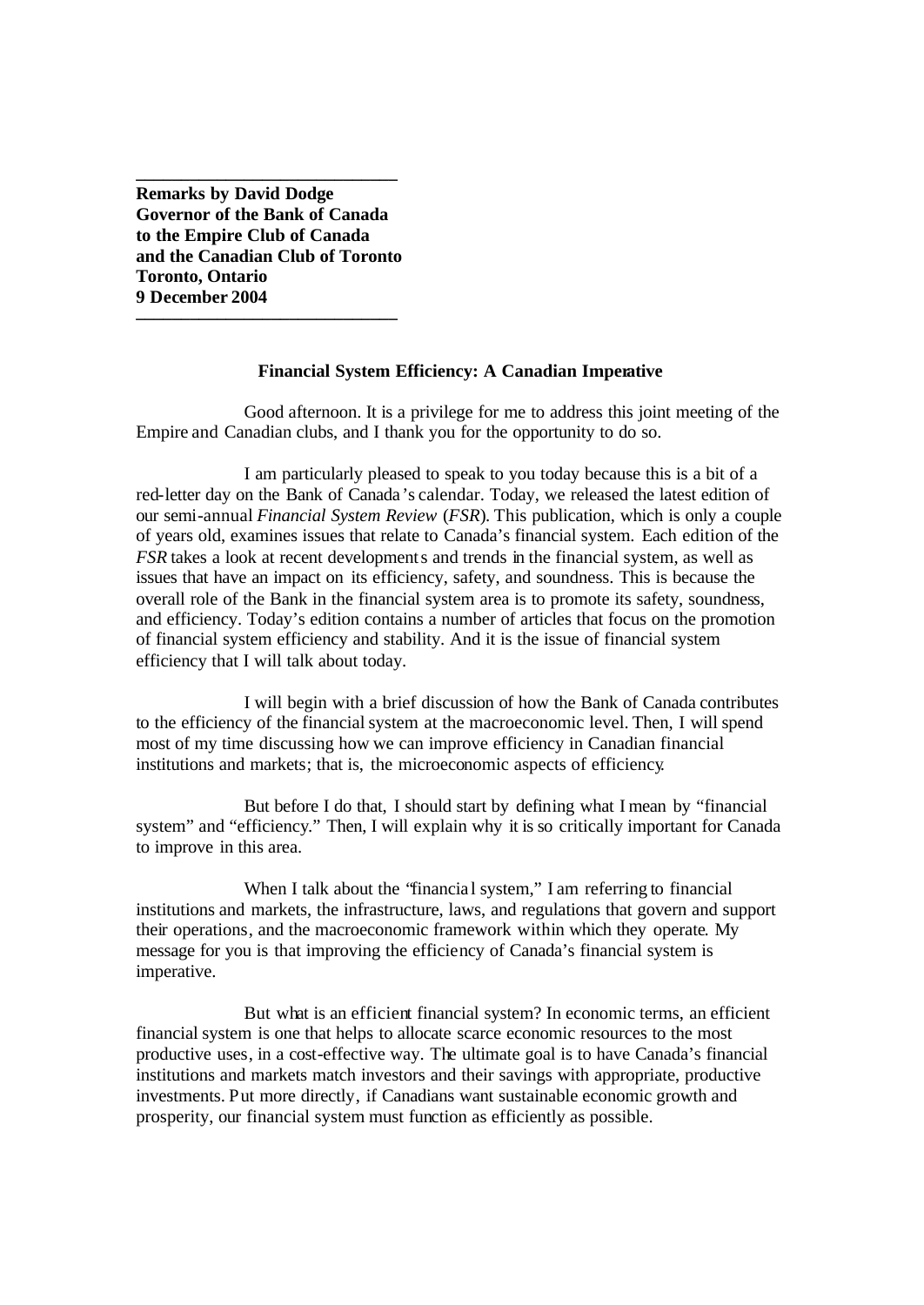**Remarks by David Dodge**
**Governor of the Bank of Canada**
**to the Empire Club of Canada**
**and the Canadian Club of Toronto**
**Toronto, Ontario**
**9 December 2004**

---

## Financial System Efficiency: A Canadian Imperative

Good afternoon. It is a privilege for me to address this joint meeting of the Empire and Canadian clubs, and I thank you for the opportunity to do so.

I am particularly pleased to speak to you today because this is a bit of a red-letter day on the Bank of Canada's calendar. Today, we released the latest edition of our semi-annual *Financial System Review* (*FSR*). This publication, which is only a couple of years old, examines issues that relate to Canada's financial system. Each edition of the *FSR* takes a look at recent developments and trends in the financial system, as well as issues that have an impact on its efficiency, safety, and soundness. This is because the overall role of the Bank in the financial system area is to promote its safety, soundness, and efficiency. Today's edition contains a number of articles that focus on the promotion of financial system efficiency and stability. And it is the issue of financial system efficiency that I will talk about today.

I will begin with a brief discussion of how the Bank of Canada contributes to the efficiency of the financial system at the macroeconomic level. Then, I will spend most of my time discussing how we can improve efficiency in Canadian financial institutions and markets; that is, the microeconomic aspects of efficiency.

But before I do that, I should start by defining what I mean by "financial system" and "efficiency." Then, I will explain why it is so critically important for Canada to improve in this area.

When I talk about the "financial system," I am referring to financial institutions and markets, the infrastructure, laws, and regulations that govern and support their operations, and the macroeconomic framework within which they operate. My message for you is that improving the efficiency of Canada's financial system is imperative.

But what is an efficient financial system? In economic terms, an efficient financial system is one that helps to allocate scarce economic resources to the most productive uses, in a cost-effective way. The ultimate goal is to have Canada's financial institutions and markets match investors and their savings with appropriate, productive investments. Put more directly, if Canadians want sustainable economic growth and prosperity, our financial system must function as efficiently as possible.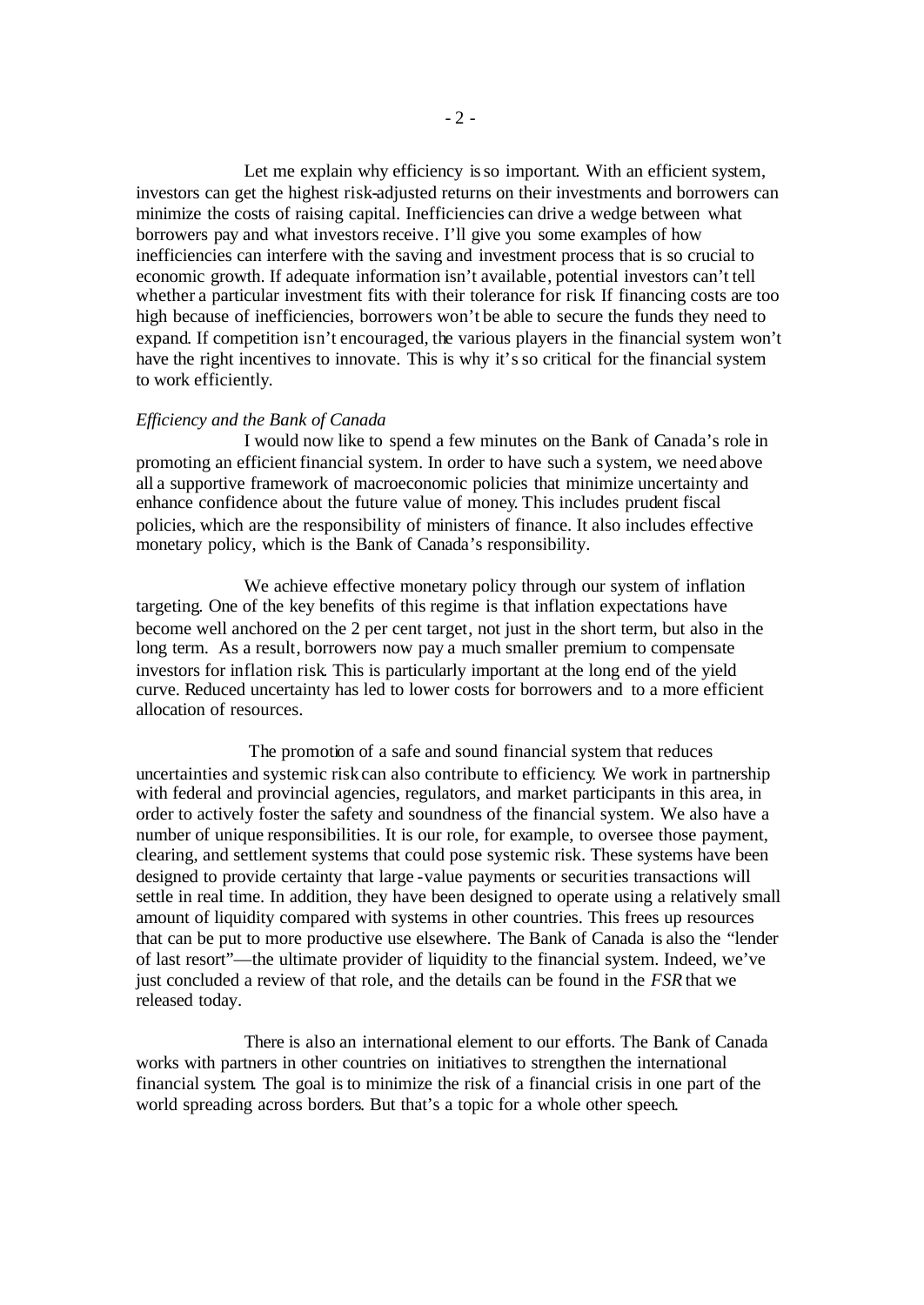Let me explain why efficiency is so important. With an efficient system, investors can get the highest risk-adjusted returns on their investments and borrowers can minimize the costs of raising capital. Inefficiencies can drive a wedge between what borrowers pay and what investors receive. I'll give you some examples of how inefficiencies can interfere with the saving and investment process that is so crucial to economic growth. If adequate information isn't available, potential investors can't tell whether a particular investment fits with their tolerance for risk. If financing costs are too high because of inefficiencies, borrowers won't be able to secure the funds they need to expand. If competition isn't encouraged, the various players in the financial system won't have the right incentives to innovate. This is why it's so critical for the financial system to work efficiently.

*Efficiency and the Bank of Canada*

I would now like to spend a few minutes on the Bank of Canada's role in promoting an efficient financial system. In order to have such a system, we need above all a supportive framework of macroeconomic policies that minimize uncertainty and enhance confidence about the future value of money. This includes prudent fiscal policies, which are the responsibility of ministers of finance. It also includes effective monetary policy, which is the Bank of Canada's responsibility.

We achieve effective monetary policy through our system of inflation targeting. One of the key benefits of this regime is that inflation expectations have become well anchored on the 2 per cent target, not just in the short term, but also in the long term. As a result, borrowers now pay a much smaller premium to compensate investors for inflation risk. This is particularly important at the long end of the yield curve. Reduced uncertainty has led to lower costs for borrowers and to a more efficient allocation of resources.

The promotion of a safe and sound financial system that reduces uncertainties and systemic risk can also contribute to efficiency. We work in partnership with federal and provincial agencies, regulators, and market participants in this area, in order to actively foster the safety and soundness of the financial system. We also have a number of unique responsibilities. It is our role, for example, to oversee those payment, clearing, and settlement systems that could pose systemic risk. These systems have been designed to provide certainty that large-value payments or securities transactions will settle in real time. In addition, they have been designed to operate using a relatively small amount of liquidity compared with systems in other countries. This frees up resources that can be put to more productive use elsewhere. The Bank of Canada is also the "lender of last resort"—the ultimate provider of liquidity to the financial system. Indeed, we've just concluded a review of that role, and the details can be found in the *FSR* that we released today.

There is also an international element to our efforts. The Bank of Canada works with partners in other countries on initiatives to strengthen the international financial system. The goal is to minimize the risk of a financial crisis in one part of the world spreading across borders. But that's a topic for a whole other speech.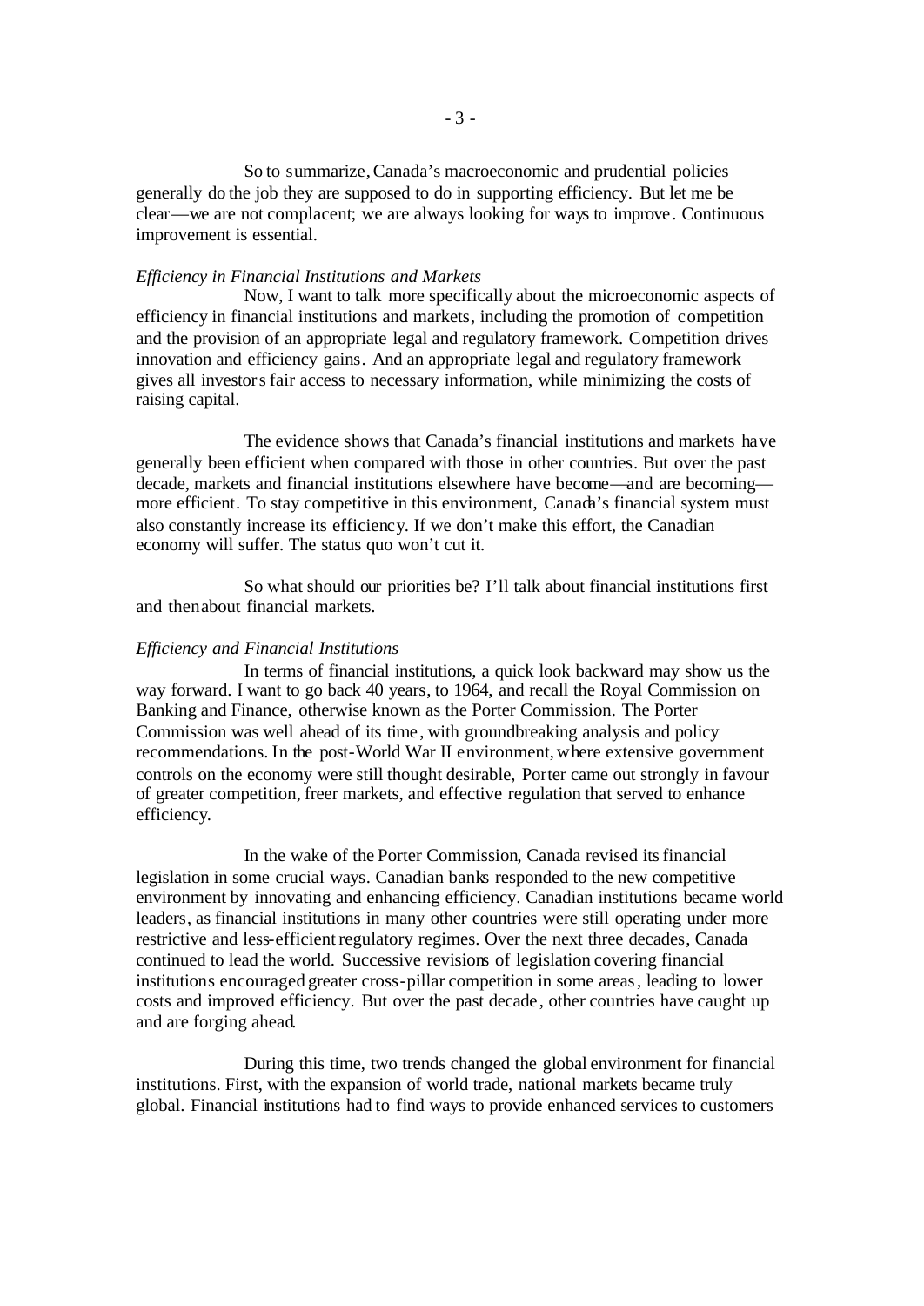So to summarize, Canada's macroeconomic and prudential policies generally do the job they are supposed to do in supporting efficiency. But let me be clear—we are not complacent; we are always looking for ways to improve. Continuous improvement is essential.

*Efficiency in Financial Institutions and Markets*

Now, I want to talk more specifically about the microeconomic aspects of efficiency in financial institutions and markets, including the promotion of competition and the provision of an appropriate legal and regulatory framework. Competition drives innovation and efficiency gains. And an appropriate legal and regulatory framework gives all investors fair access to necessary information, while minimizing the costs of raising capital.

The evidence shows that Canada's financial institutions and markets have generally been efficient when compared with those in other countries. But over the past decade, markets and financial institutions elsewhere have become—and are becoming—more efficient. To stay competitive in this environment, Canada's financial system must also constantly increase its efficiency. If we don't make this effort, the Canadian economy will suffer. The status quo won't cut it.

So what should our priorities be? I'll talk about financial institutions first and then about financial markets.

*Efficiency and Financial Institutions*

In terms of financial institutions, a quick look backward may show us the way forward. I want to go back 40 years, to 1964, and recall the Royal Commission on Banking and Finance, otherwise known as the Porter Commission. The Porter Commission was well ahead of its time, with groundbreaking analysis and policy recommendations. In the post-World War II environment, where extensive government controls on the economy were still thought desirable, Porter came out strongly in favour of greater competition, freer markets, and effective regulation that served to enhance efficiency.

In the wake of the Porter Commission, Canada revised its financial legislation in some crucial ways. Canadian banks responded to the new competitive environment by innovating and enhancing efficiency. Canadian institutions became world leaders, as financial institutions in many other countries were still operating under more restrictive and less-efficient regulatory regimes. Over the next three decades, Canada continued to lead the world. Successive revisions of legislation covering financial institutions encouraged greater cross-pillar competition in some areas, leading to lower costs and improved efficiency. But over the past decade, other countries have caught up and are forging ahead.

During this time, two trends changed the global environment for financial institutions. First, with the expansion of world trade, national markets became truly global. Financial institutions had to find ways to provide enhanced services to customers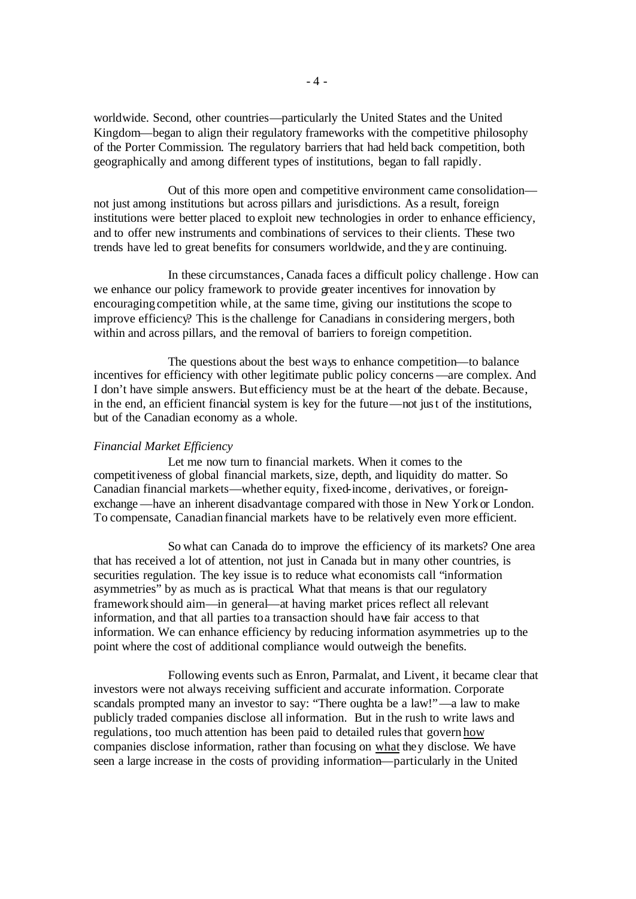worldwide. Second, other countries—particularly the United States and the United Kingdom—began to align their regulatory frameworks with the competitive philosophy of the Porter Commission. The regulatory barriers that had held back competition, both geographically and among different types of institutions, began to fall rapidly.

Out of this more open and competitive environment came consolidation—not just among institutions but across pillars and jurisdictions. As a result, foreign institutions were better placed to exploit new technologies in order to enhance efficiency, and to offer new instruments and combinations of services to their clients. These two trends have led to great benefits for consumers worldwide, and they are continuing.

In these circumstances, Canada faces a difficult policy challenge. How can we enhance our policy framework to provide greater incentives for innovation by encouraging competition while, at the same time, giving our institutions the scope to improve efficiency? This is the challenge for Canadians in considering mergers, both within and across pillars, and the removal of barriers to foreign competition.

The questions about the best ways to enhance competition—to balance incentives for efficiency with other legitimate public policy concerns—are complex. And I don't have simple answers. But efficiency must be at the heart of the debate. Because, in the end, an efficient financial system is key for the future—not just of the institutions, but of the Canadian economy as a whole.

*Financial Market Efficiency*

Let me now turn to financial markets. When it comes to the competitiveness of global financial markets, size, depth, and liquidity do matter. So Canadian financial markets—whether equity, fixed-income, derivatives, or foreign-exchange—have an inherent disadvantage compared with those in New York or London. To compensate, Canadian financial markets have to be relatively even more efficient.

So what can Canada do to improve the efficiency of its markets? One area that has received a lot of attention, not just in Canada but in many other countries, is securities regulation. The key issue is to reduce what economists call "information asymmetries" by as much as is practical. What that means is that our regulatory framework should aim—in general—at having market prices reflect all relevant information, and that all parties to a transaction should have fair access to that information. We can enhance efficiency by reducing information asymmetries up to the point where the cost of additional compliance would outweigh the benefits.

Following events such as Enron, Parmalat, and Livent, it became clear that investors were not always receiving sufficient and accurate information. Corporate scandals prompted many an investor to say: "There oughta be a law!"—a law to make publicly traded companies disclose all information. But in the rush to write laws and regulations, too much attention has been paid to detailed rules that govern how companies disclose information, rather than focusing on what they disclose. We have seen a large increase in the costs of providing information—particularly in the United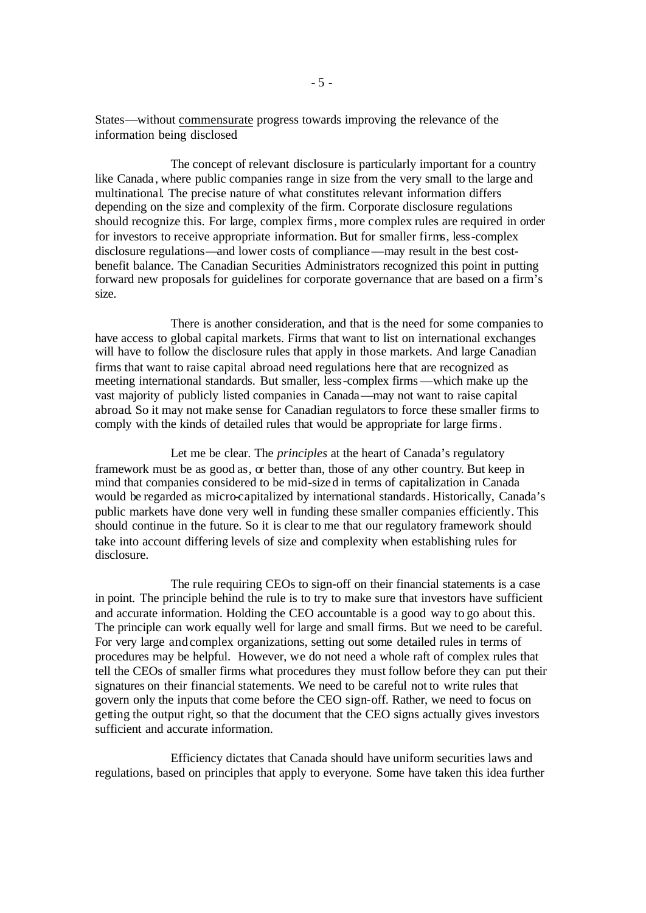States—without commensurate progress towards improving the relevance of the information being disclosed.

The concept of relevant disclosure is particularly important for a country like Canada, where public companies range in size from the very small to the large and multinational. The precise nature of what constitutes relevant information differs depending on the size and complexity of the firm. Corporate disclosure regulations should recognize this. For large, complex firms, more complex rules are required in order for investors to receive appropriate information. But for smaller firms, less-complex disclosure regulations—and lower costs of compliance—may result in the best cost-benefit balance. The Canadian Securities Administrators recognized this point in putting forward new proposals for guidelines for corporate governance that are based on a firm's size.

There is another consideration, and that is the need for some companies to have access to global capital markets. Firms that want to list on international exchanges will have to follow the disclosure rules that apply in those markets. And large Canadian firms that want to raise capital abroad need regulations here that are recognized as meeting international standards. But smaller, less-complex firms—which make up the vast majority of publicly listed companies in Canada—may not want to raise capital abroad. So it may not make sense for Canadian regulators to force these smaller firms to comply with the kinds of detailed rules that would be appropriate for large firms.

Let me be clear. The *principles* at the heart of Canada's regulatory framework must be as good as, or better than, those of any other country. But keep in mind that companies considered to be mid-sized in terms of capitalization in Canada would be regarded as micro-capitalized by international standards. Historically, Canada's public markets have done very well in funding these smaller companies efficiently. This should continue in the future. So it is clear to me that our regulatory framework should take into account differing levels of size and complexity when establishing rules for disclosure.

The rule requiring CEOs to sign-off on their financial statements is a case in point. The principle behind the rule is to try to make sure that investors have sufficient and accurate information. Holding the CEO accountable is a good way to go about this. The principle can work equally well for large and small firms. But we need to be careful. For very large and complex organizations, setting out some detailed rules in terms of procedures may be helpful. However, we do not need a whole raft of complex rules that tell the CEOs of smaller firms what procedures they must follow before they can put their signatures on their financial statements. We need to be careful not to write rules that govern only the inputs that come before the CEO sign-off. Rather, we need to focus on getting the output right, so that the document that the CEO signs actually gives investors sufficient and accurate information.

Efficiency dictates that Canada should have uniform securities laws and regulations, based on principles that apply to everyone. Some have taken this idea further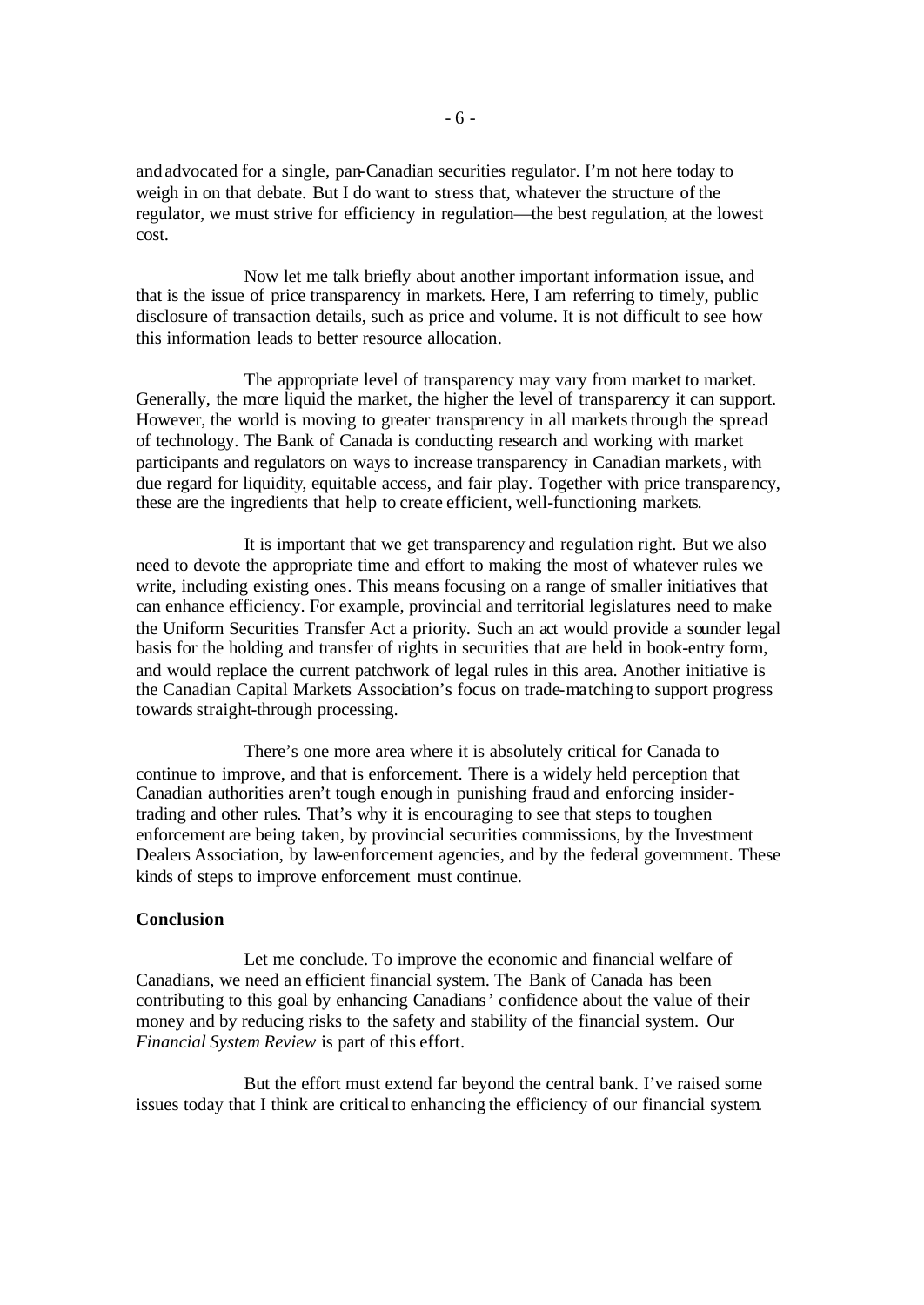and advocated for a single, pan-Canadian securities regulator. I'm not here today to weigh in on that debate. But I do want to stress that, whatever the structure of the regulator, we must strive for efficiency in regulation—the best regulation, at the lowest cost.

Now let me talk briefly about another important information issue, and that is the issue of price transparency in markets. Here, I am referring to timely, public disclosure of transaction details, such as price and volume. It is not difficult to see how this information leads to better resource allocation.

The appropriate level of transparency may vary from market to market. Generally, the more liquid the market, the higher the level of transparency it can support. However, the world is moving to greater transparency in all markets through the spread of technology. The Bank of Canada is conducting research and working with market participants and regulators on ways to increase transparency in Canadian markets, with due regard for liquidity, equitable access, and fair play. Together with price transparency, these are the ingredients that help to create efficient, well-functioning markets.

It is important that we get transparency and regulation right. But we also need to devote the appropriate time and effort to making the most of whatever rules we write, including existing ones. This means focusing on a range of smaller initiatives that can enhance efficiency. For example, provincial and territorial legislatures need to make the Uniform Securities Transfer Act a priority. Such an act would provide a sounder legal basis for the holding and transfer of rights in securities that are held in book-entry form, and would replace the current patchwork of legal rules in this area. Another initiative is the Canadian Capital Markets Association's focus on trade-matching to support progress towards straight-through processing.

There's one more area where it is absolutely critical for Canada to continue to improve, and that is enforcement. There is a widely held perception that Canadian authorities aren't tough enough in punishing fraud and enforcing insider-trading and other rules. That's why it is encouraging to see that steps to toughen enforcement are being taken, by provincial securities commissions, by the Investment Dealers Association, by law-enforcement agencies, and by the federal government. These kinds of steps to improve enforcement must continue.

**Conclusion**

Let me conclude. To improve the economic and financial welfare of Canadians, we need an efficient financial system. The Bank of Canada has been contributing to this goal by enhancing Canadians' confidence about the value of their money and by reducing risks to the safety and stability of the financial system. Our *Financial System Review* is part of this effort.

But the effort must extend far beyond the central bank. I've raised some issues today that I think are critical to enhancing the efficiency of our financial system.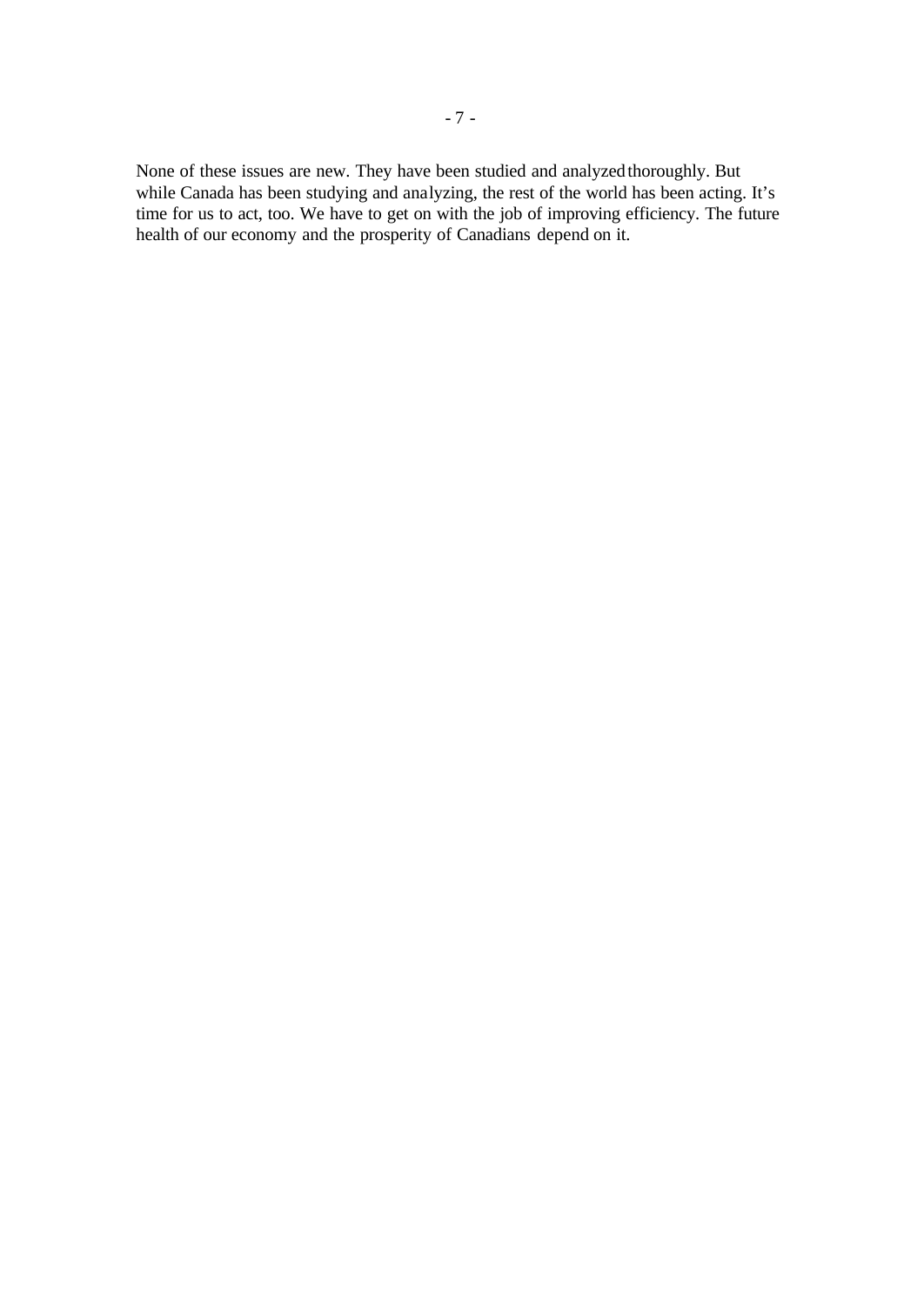None of these issues are new. They have been studied and analyzed thoroughly. But while Canada has been studying and analyzing, the rest of the world has been acting. It's time for us to act, too. We have to get on with the job of improving efficiency. The future health of our economy and the prosperity of Canadians depend on it.